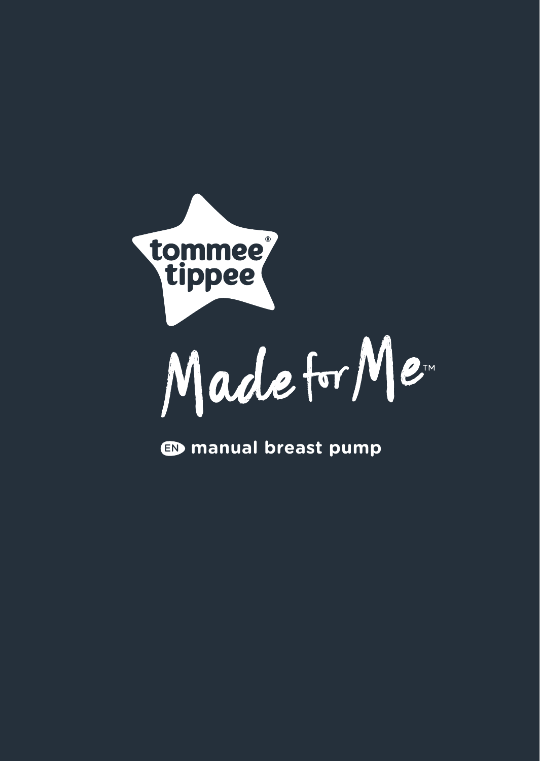tommee tippee®

# Made for Me™

EN **manual breast pump**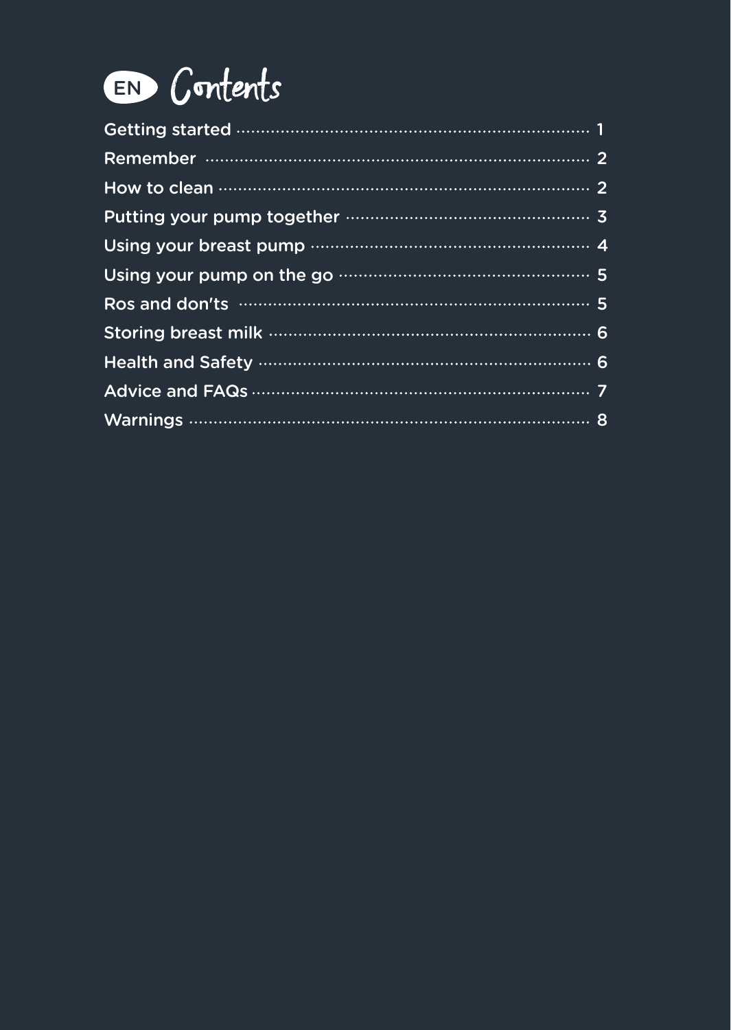# EN Contents

Getting started ........ 1
Remember ........ 2
How to clean ........ 2
Putting your pump together ........ 3
Using your breast pump ........ 4
Using your pump on the go ........ 5
Ros and don'ts ........ 5
Storing breast milk ........ 6
Health and Safety ........ 6
Advice and FAQs ........ 7
Warnings ........ 8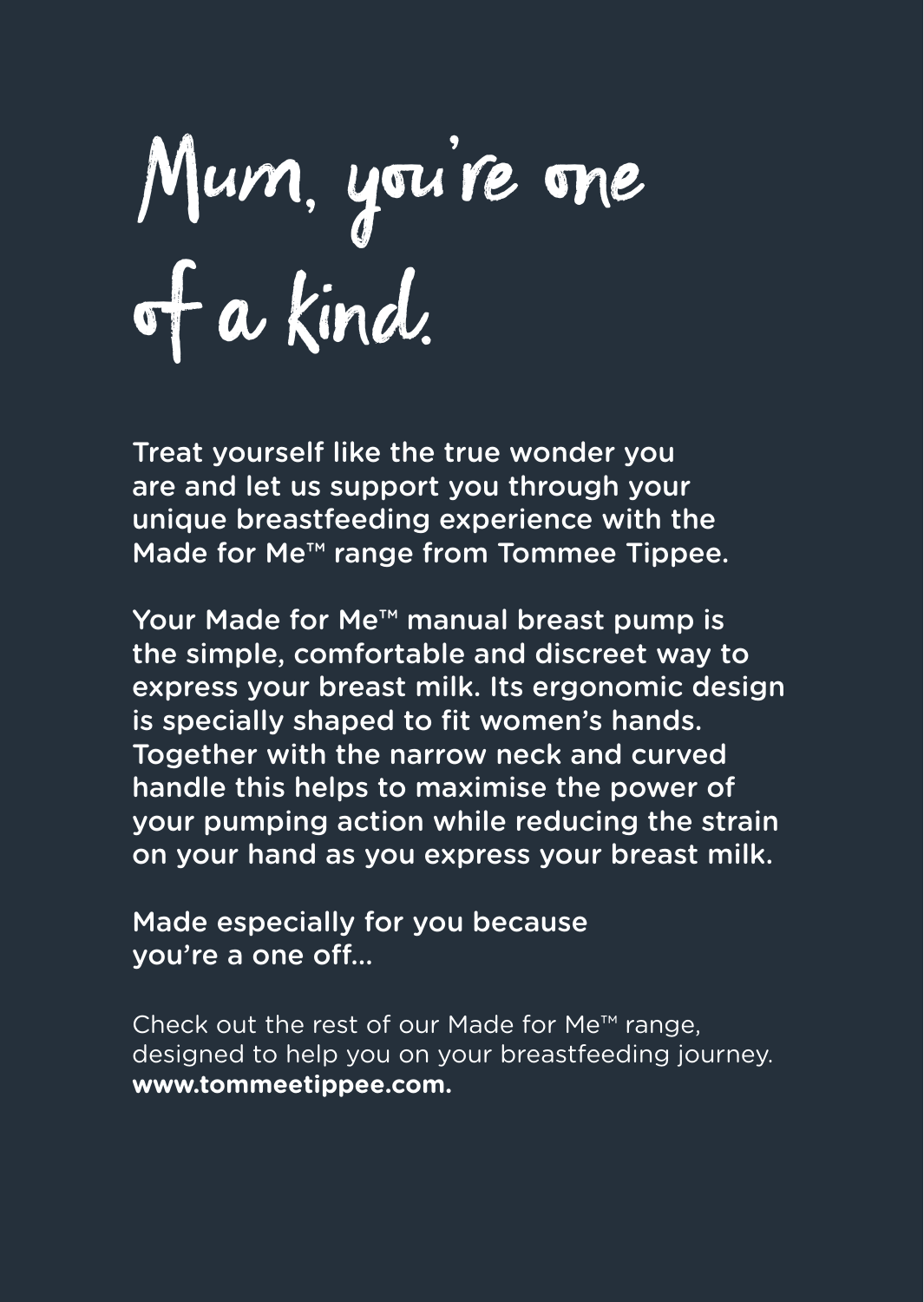# Mum, you're one of a kind.

Treat yourself like the true wonder you are and let us support you through your unique breastfeeding experience with the Made for Me™ range from Tommee Tippee.

Your Made for Me™ manual breast pump is the simple, comfortable and discreet way to express your breast milk. Its ergonomic design is specially shaped to fit women's hands. Together with the narrow neck and curved handle this helps to maximise the power of your pumping action while reducing the strain on your hand as you express your breast milk.

Made especially for you because you're a one off...

Check out the rest of our Made for Me™ range, designed to help you on your breastfeeding journey. **www.tommeetippee.com.**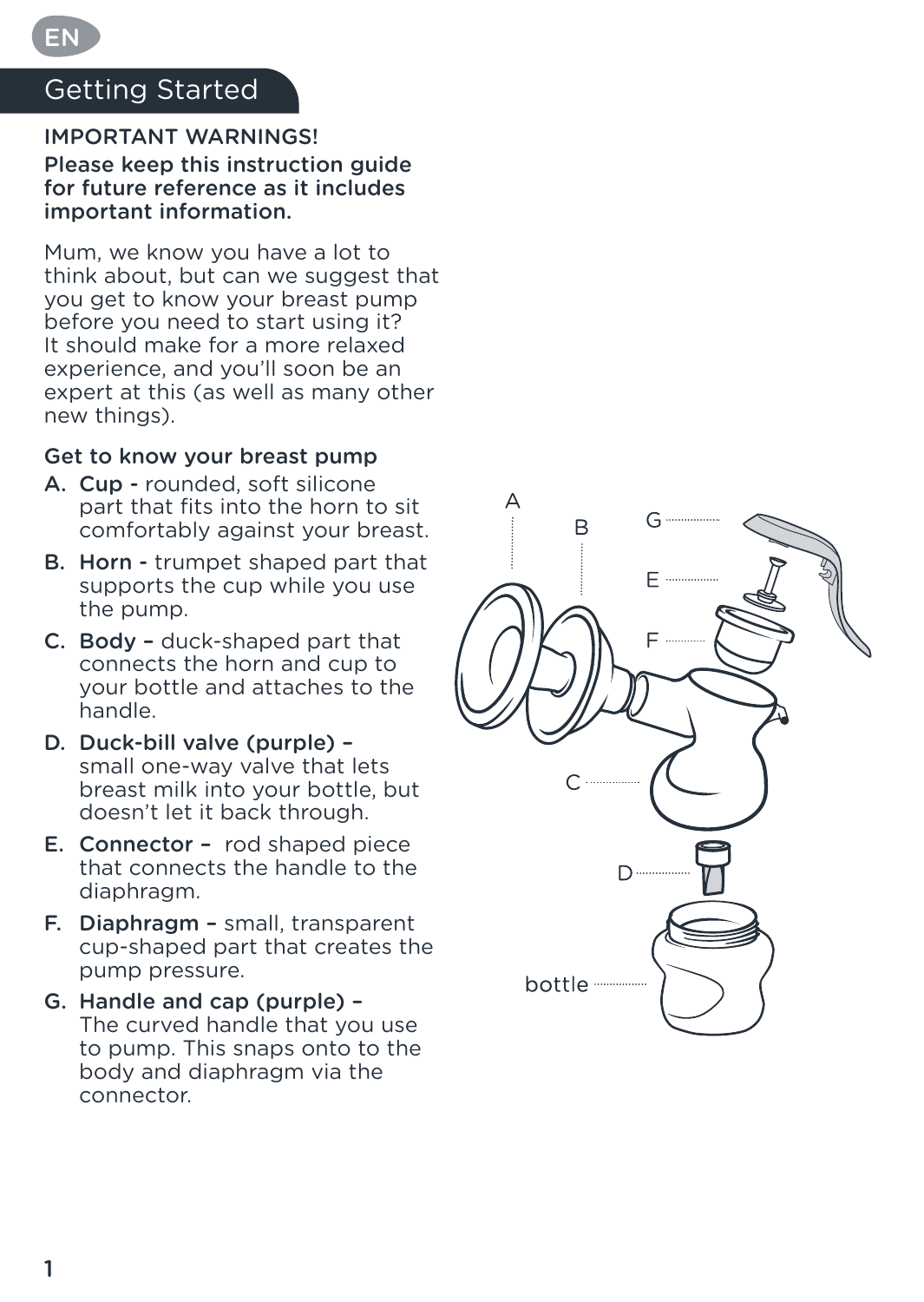EN

## Getting Started

IMPORTANT WARNINGS!

**Please keep this instruction guide for future reference as it includes important information.**

Mum, we know you have a lot to think about, but can we suggest that you get to know your breast pump before you need to start using it? It should make for a more relaxed experience, and you'll soon be an expert at this (as well as many other new things).

### Get to know your breast pump

A. **Cup -** rounded, soft silicone part that fits into the horn to sit comfortably against your breast.

B. **Horn -** trumpet shaped part that supports the cup while you use the pump.

C. **Body –** duck-shaped part that connects the horn and cup to your bottle and attaches to the handle.

D. **Duck-bill valve (purple) –** small one-way valve that lets breast milk into your bottle, but doesn't let it back through.

E. **Connector –** rod shaped piece that connects the handle to the diaphragm.

F. **Diaphragm –** small, transparent cup-shaped part that creates the pump pressure.

G. **Handle and cap (purple) –** The curved handle that you use to pump. This snaps onto to the body and diaphragm via the connector.

A B G E F C D bottle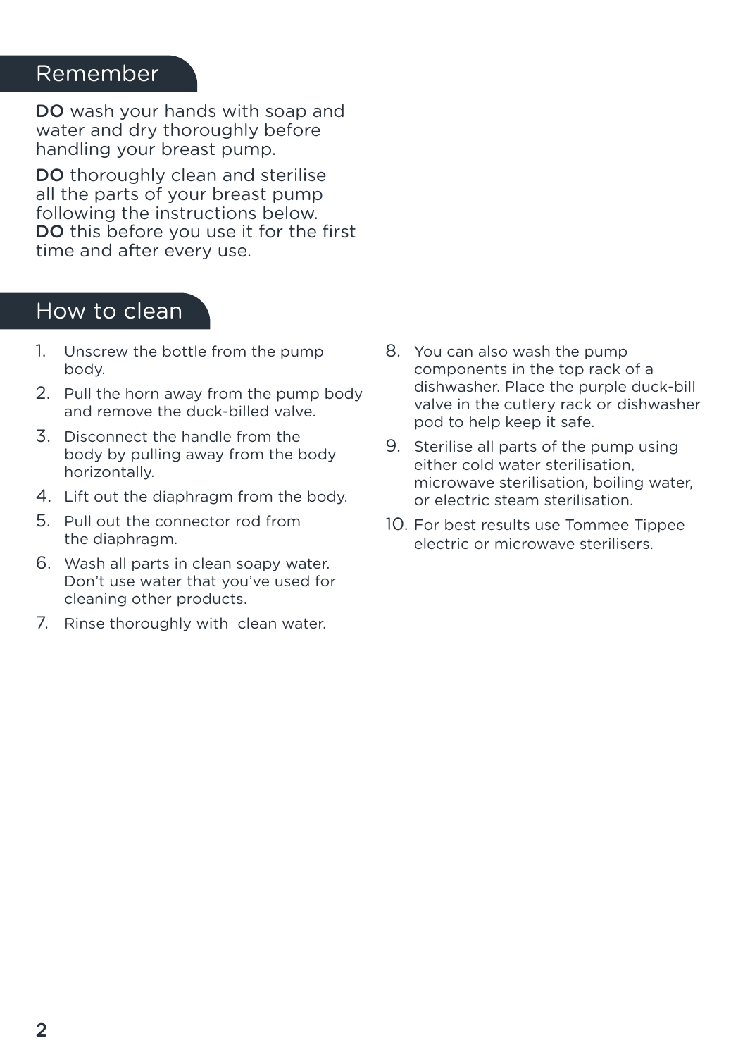## Remember

**DO** wash your hands with soap and water and dry thoroughly before handling your breast pump.

**DO** thoroughly clean and sterilise all the parts of your breast pump following the instructions below.
**DO** this before you use it for the first time and after every use.

## How to clean

1. Unscrew the bottle from the pump body.
2. Pull the horn away from the pump body and remove the duck-billed valve.
3. Disconnect the handle from the body by pulling away from the body horizontally.
4. Lift out the diaphragm from the body.
5. Pull out the connector rod from the diaphragm.
6. Wash all parts in clean soapy water. Don't use water that you've used for cleaning other products.
7. Rinse thoroughly with  clean water.
8. You can also wash the pump components in the top rack of a dishwasher. Place the purple duck-bill valve in the cutlery rack or dishwasher pod to help keep it safe.
9. Sterilise all parts of the pump using either cold water sterilisation, microwave sterilisation, boiling water, or electric steam sterilisation.
10. For best results use Tommee Tippee electric or microwave sterilisers.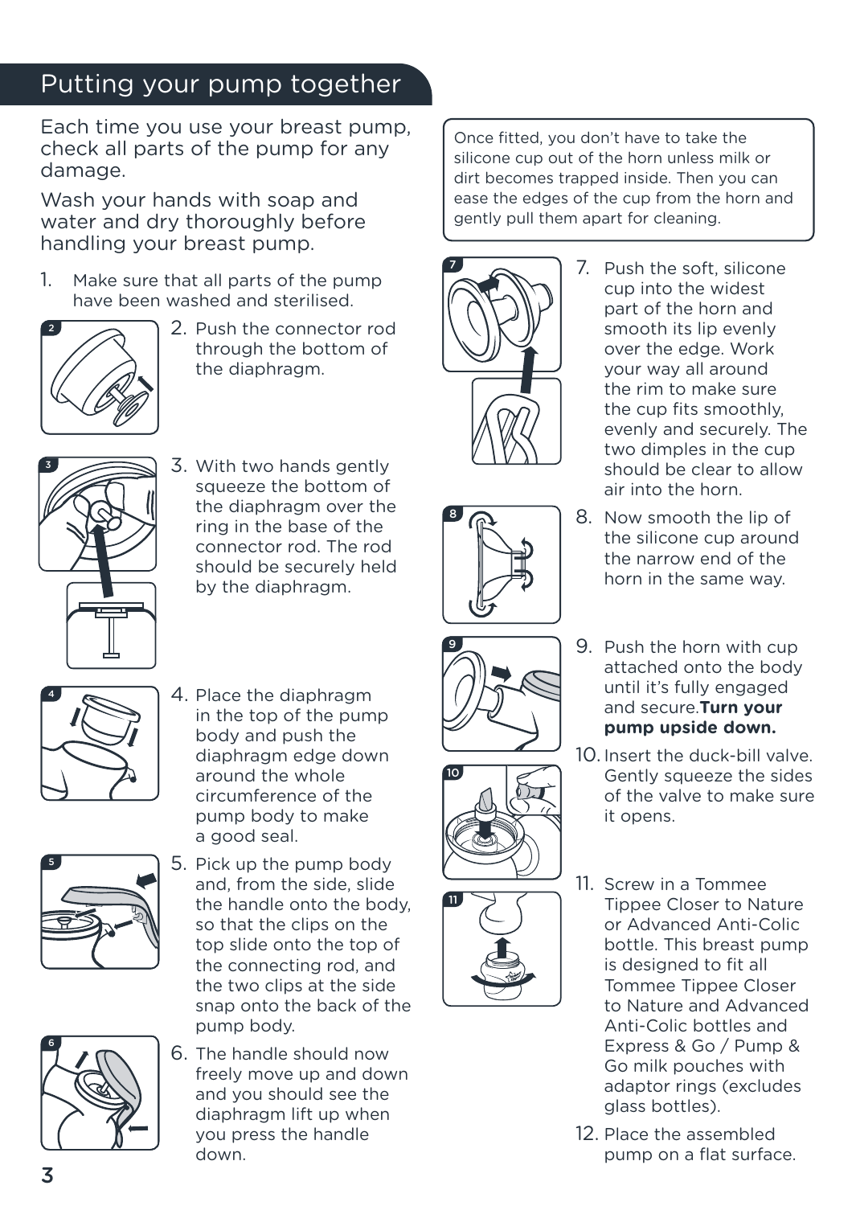## Putting your pump together

Each time you use your breast pump, check all parts of the pump for any damage.

Wash your hands with soap and water and dry thoroughly before handling your breast pump.

1. Make sure that all parts of the pump have been washed and sterilised.
2. Push the connector rod through the bottom of the diaphragm.
3. With two hands gently squeeze the bottom of the diaphragm over the ring in the base of the connector rod. The rod should be securely held by the diaphragm.
4. Place the diaphragm in the top of the pump body and push the diaphragm edge down around the whole circumference of the pump body to make a good seal.
5. Pick up the pump body and, from the side, slide the handle onto the body, so that the clips on the top slide onto the top of the connecting rod, and the two clips at the side snap onto the back of the pump body.
6. The handle should now freely move up and down and you should see the diaphragm lift up when you press the handle down.

Once fitted, you don't have to take the silicone cup out of the horn unless milk or dirt becomes trapped inside. Then you can ease the edges of the cup from the horn and gently pull them apart for cleaning.

7. Push the soft, silicone cup into the widest part of the horn and smooth its lip evenly over the edge. Work your way all around the rim to make sure the cup fits smoothly, evenly and securely. The two dimples in the cup should be clear to allow air into the horn.
8. Now smooth the lip of the silicone cup around the narrow end of the horn in the same way.
9. Push the horn with cup attached onto the body until it's fully engaged and secure.**Turn your pump upside down.**
10. Insert the duck-bill valve. Gently squeeze the sides of the valve to make sure it opens.
11. Screw in a Tommee Tippee Closer to Nature or Advanced Anti-Colic bottle. This breast pump is designed to fit all Tommee Tippee Closer to Nature and Advanced Anti-Colic bottles and Express & Go / Pump & Go milk pouches with adaptor rings (excludes glass bottles).
12. Place the assembled pump on a flat surface.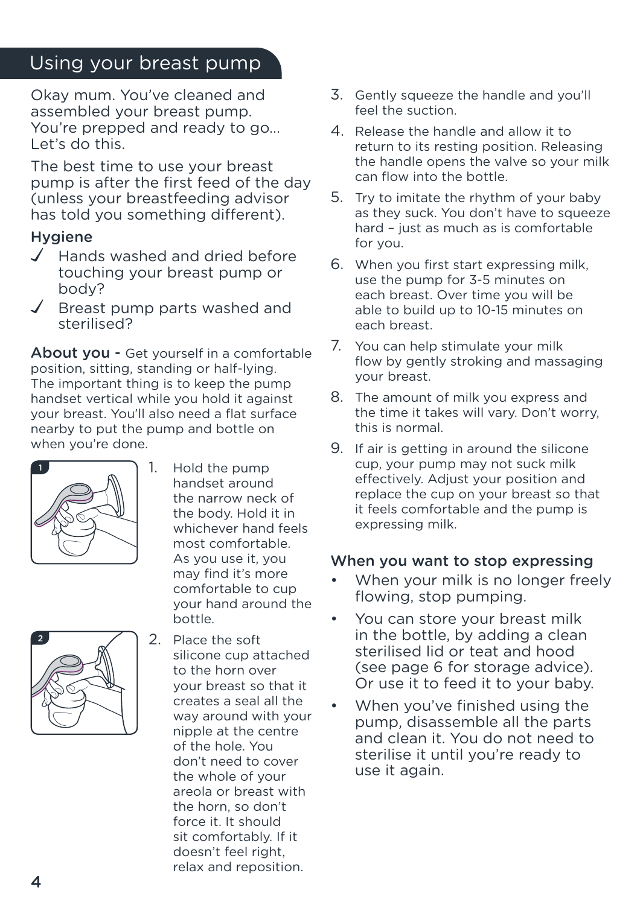# Using your breast pump

Okay mum. You've cleaned and assembled your breast pump. You're prepped and ready to go... Let's do this.

The best time to use your breast pump is after the first feed of the day (unless your breastfeeding advisor has told you something different).

## Hygiene

- ✓ Hands washed and dried before touching your breast pump or body?
- ✓ Breast pump parts washed and sterilised?

**About you -** Get yourself in a comfortable position, sitting, standing or half-lying. The important thing is to keep the pump handset vertical while you hold it against your breast. You'll also need a flat surface nearby to put the pump and bottle on when you're done.

1. Hold the pump handset around the narrow neck of the body. Hold it in whichever hand feels most comfortable. As you use it, you may find it's more comfortable to cup your hand around the bottle.
2. Place the soft silicone cup attached to the horn over your breast so that it creates a seal all the way around with your nipple at the centre of the hole. You don't need to cover the whole of your areola or breast with the horn, so don't force it. It should sit comfortably. If it doesn't feel right, relax and reposition.
3. Gently squeeze the handle and you'll feel the suction.
4. Release the handle and allow it to return to its resting position. Releasing the handle opens the valve so your milk can flow into the bottle.
5. Try to imitate the rhythm of your baby as they suck. You don't have to squeeze hard – just as much as is comfortable for you.
6. When you first start expressing milk, use the pump for 3-5 minutes on each breast. Over time you will be able to build up to 10-15 minutes on each breast.
7. You can help stimulate your milk flow by gently stroking and massaging your breast.
8. The amount of milk you express and the time it takes will vary. Don't worry, this is normal.
9. If air is getting in around the silicone cup, your pump may not suck milk effectively. Adjust your position and replace the cup on your breast so that it feels comfortable and the pump is expressing milk.

## When you want to stop expressing

- When your milk is no longer freely flowing, stop pumping.
- You can store your breast milk in the bottle, by adding a clean sterilised lid or teat and hood (see page 6 for storage advice). Or use it to feed it to your baby.
- When you've finished using the pump, disassemble all the parts and clean it. You do not need to sterilise it until you're ready to use it again.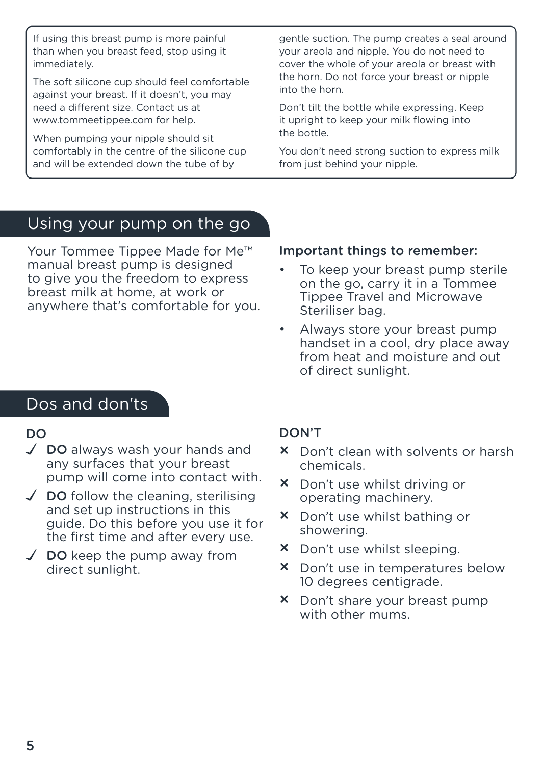If using this breast pump is more painful than when you breast feed, stop using it immediately.

The soft silicone cup should feel comfortable against your breast. If it doesn't, you may need a different size. Contact us at www.tommeetippee.com for help.

When pumping your nipple should sit comfortably in the centre of the silicone cup and will be extended down the tube of by gentle suction. The pump creates a seal around your areola and nipple. You do not need to cover the whole of your areola or breast with the horn. Do not force your breast or nipple into the horn.

Don't tilt the bottle while expressing. Keep it upright to keep your milk flowing into the bottle.

You don't need strong suction to express milk from just behind your nipple.

## Using your pump on the go

Your Tommee Tippee Made for Me™ manual breast pump is designed to give you the freedom to express breast milk at home, at work or anywhere that's comfortable for you.

Important things to remember:

- To keep your breast pump sterile on the go, carry it in a Tommee Tippee Travel and Microwave Steriliser bag.
- Always store your breast pump handset in a cool, dry place away from heat and moisture and out of direct sunlight.

## Dos and don'ts

DO

- ✓ **DO** always wash your hands and any surfaces that your breast pump will come into contact with.
- ✓ **DO** follow the cleaning, sterilising and set up instructions in this guide. Do this before you use it for the first time and after every use.
- ✓ **DO** keep the pump away from direct sunlight.

DON'T

- ✗ Don't clean with solvents or harsh chemicals.
- ✗ Don't use whilst driving or operating machinery.
- ✗ Don't use whilst bathing or showering.
- ✗ Don't use whilst sleeping.
- ✗ Don't use in temperatures below 10 degrees centigrade.
- ✗ Don't share your breast pump with other mums.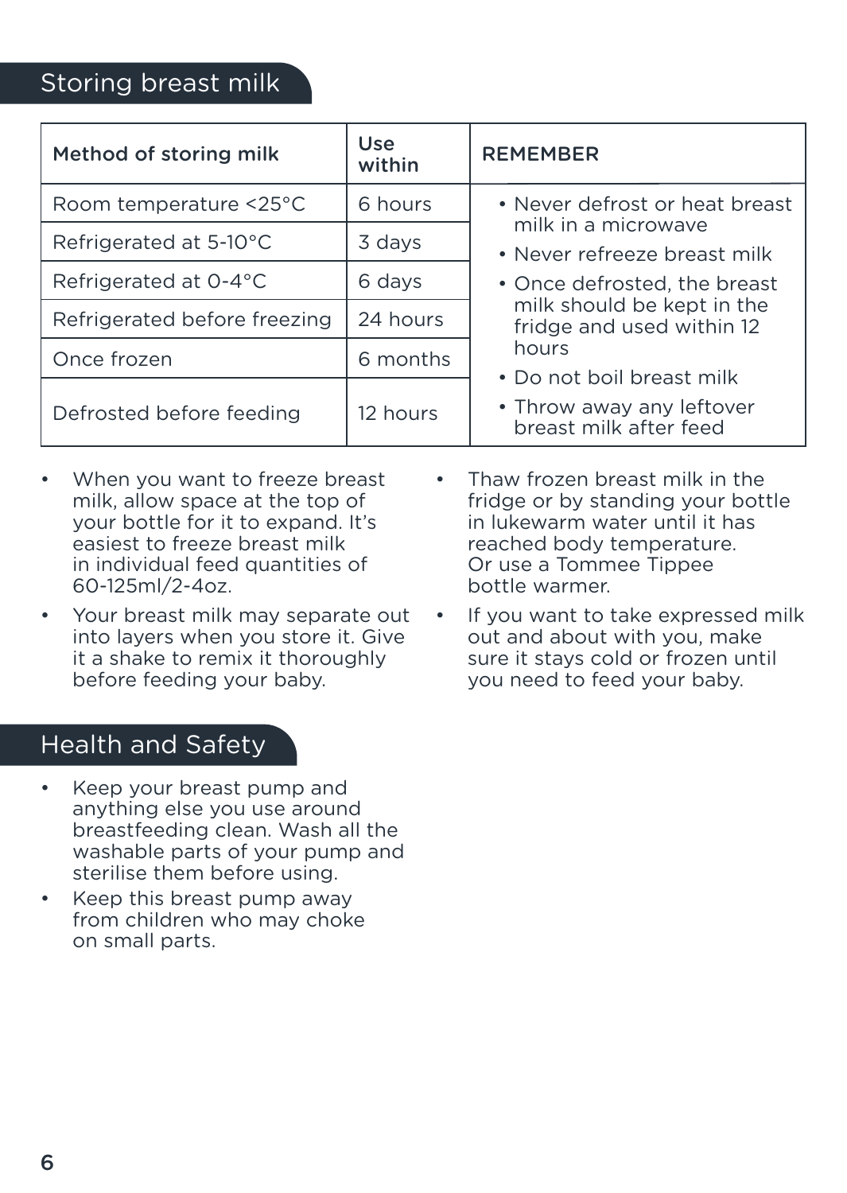## Storing breast milk

| Method of storing milk | Use within | REMEMBER |
| --- | --- | --- |
| Room temperature <25°C | 6 hours | • Never defrost or heat breast milk in a microwave<br>• Never refreeze breast milk<br>• Once defrosted, the breast milk should be kept in the fridge and used within 12 hours<br>• Do not boil breast milk<br>• Throw away any leftover breast milk after feed |
| Refrigerated at 5-10°C | 3 days | |
| Refrigerated at 0-4°C | 6 days | |
| Refrigerated before freezing | 24 hours | |
| Once frozen | 6 months | |
| Defrosted before feeding | 12 hours | |

- When you want to freeze breast milk, allow space at the top of your bottle for it to expand. It's easiest to freeze breast milk in individual feed quantities of 60-125ml/2-4oz.
- Your breast milk may separate out into layers when you store it. Give it a shake to remix it thoroughly before feeding your baby.
- Thaw frozen breast milk in the fridge or by standing your bottle in lukewarm water until it has reached body temperature. Or use a Tommee Tippee bottle warmer.
- If you want to take expressed milk out and about with you, make sure it stays cold or frozen until you need to feed your baby.

## Health and Safety

- Keep your breast pump and anything else you use around breastfeeding clean. Wash all the washable parts of your pump and sterilise them before using.
- Keep this breast pump away from children who may choke on small parts.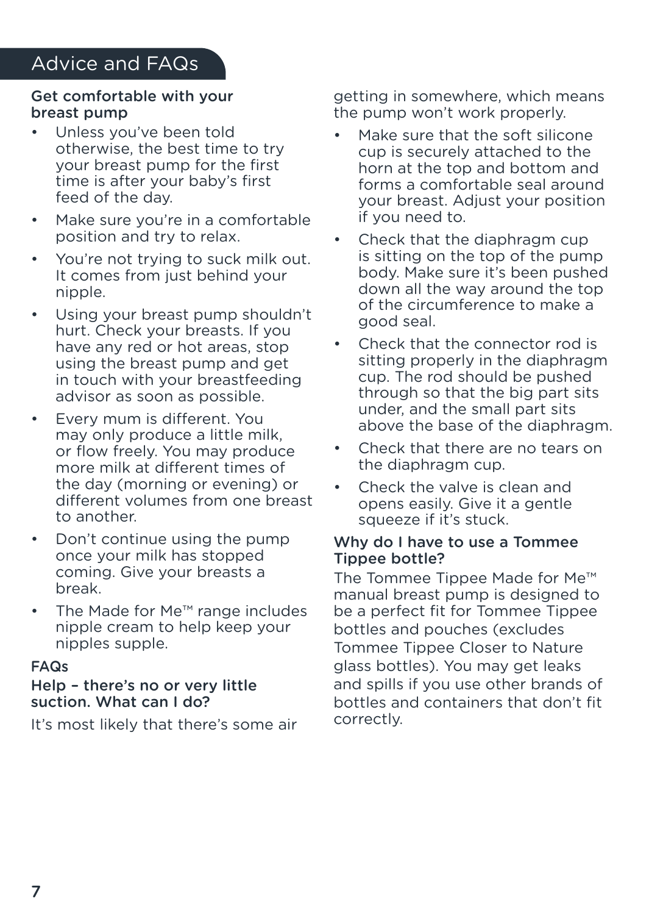# Advice and FAQs

**Get comfortable with your breast pump**

- Unless you've been told otherwise, the best time to try your breast pump for the first time is after your baby's first feed of the day.
- Make sure you're in a comfortable position and try to relax.
- You're not trying to suck milk out. It comes from just behind your nipple.
- Using your breast pump shouldn't hurt. Check your breasts. If you have any red or hot areas, stop using the breast pump and get in touch with your breastfeeding advisor as soon as possible.
- Every mum is different. You may only produce a little milk, or flow freely. You may produce more milk at different times of the day (morning or evening) or different volumes from one breast to another.
- Don't continue using the pump once your milk has stopped coming. Give your breasts a break.
- The Made for Me™ range includes nipple cream to help keep your nipples supple.

## FAQs

**Help – there's no or very little suction. What can I do?**

It's most likely that there's some air getting in somewhere, which means the pump won't work properly.

- Make sure that the soft silicone cup is securely attached to the horn at the top and bottom and forms a comfortable seal around your breast. Adjust your position if you need to.
- Check that the diaphragm cup is sitting on the top of the pump body. Make sure it's been pushed down all the way around the top of the circumference to make a good seal.
- Check that the connector rod is sitting properly in the diaphragm cup. The rod should be pushed through so that the big part sits under, and the small part sits above the base of the diaphragm.
- Check that there are no tears on the diaphragm cup.
- Check the valve is clean and opens easily. Give it a gentle squeeze if it's stuck.

**Why do I have to use a Tommee Tippee bottle?**

The Tommee Tippee Made for Me™ manual breast pump is designed to be a perfect fit for Tommee Tippee bottles and pouches (excludes Tommee Tippee Closer to Nature glass bottles). You may get leaks and spills if you use other brands of bottles and containers that don't fit correctly.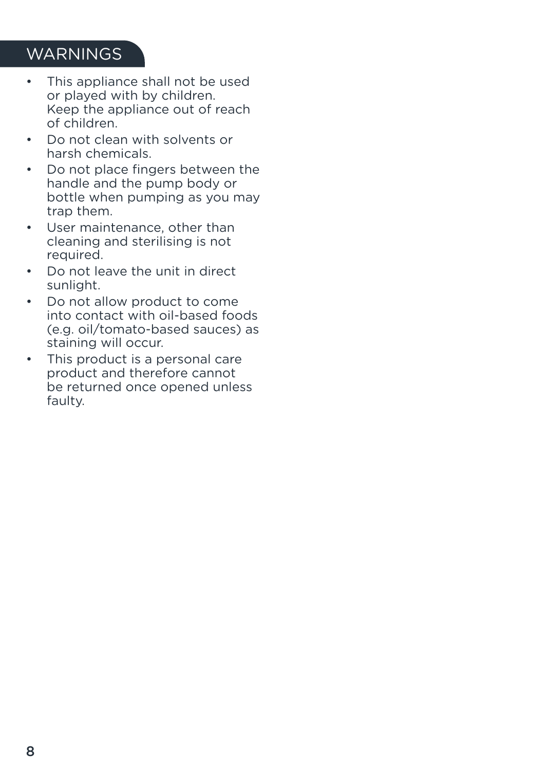## WARNINGS

- This appliance shall not be used or played with by children. Keep the appliance out of reach of children.
- Do not clean with solvents or harsh chemicals.
- Do not place fingers between the handle and the pump body or bottle when pumping as you may trap them.
- User maintenance, other than cleaning and sterilising is not required.
- Do not leave the unit in direct sunlight.
- Do not allow product to come into contact with oil-based foods (e.g. oil/tomato-based sauces) as staining will occur.
- This product is a personal care product and therefore cannot be returned once opened unless faulty.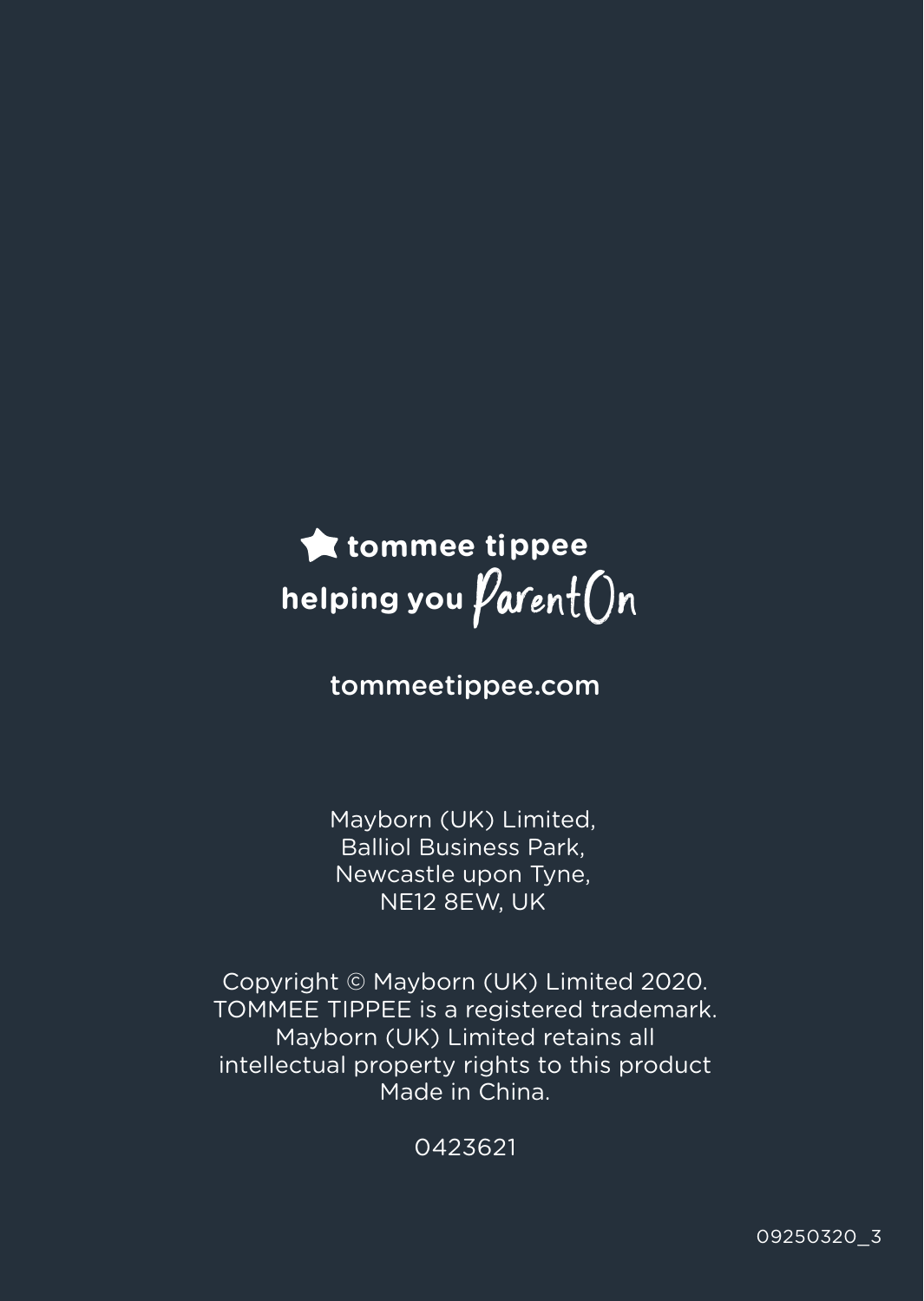tommee tippee
helping you ParentOn

tommeetippee.com

Mayborn (UK) Limited,
Balliol Business Park,
Newcastle upon Tyne,
NE12 8EW, UK

Copyright © Mayborn (UK) Limited 2020.
TOMMEE TIPPEE is a registered trademark.
Mayborn (UK) Limited retains all
intellectual property rights to this product
Made in China.

0423621

09250320_3